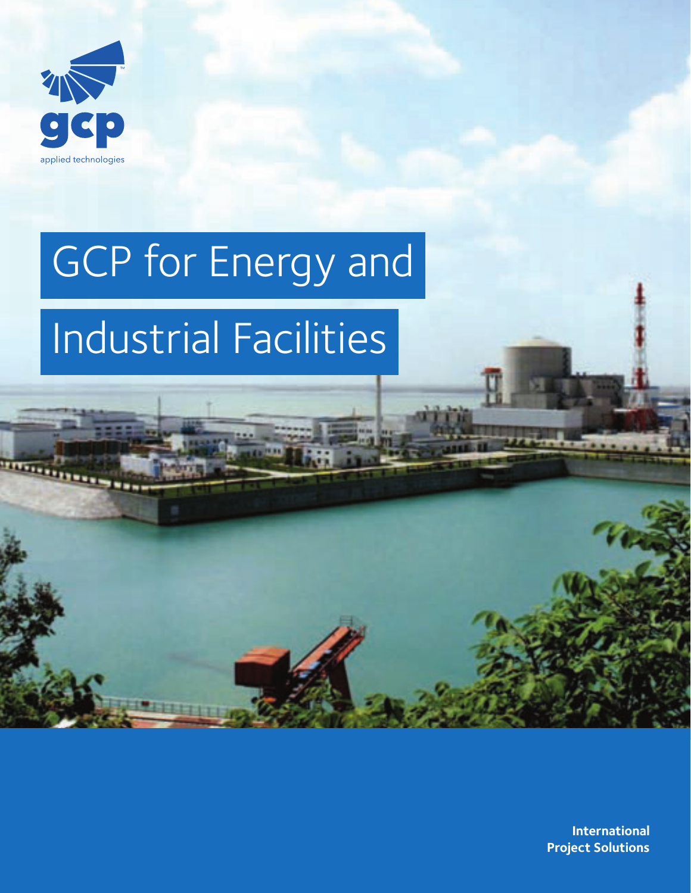gcp

applied technologies

# GCP for Energy and Industrial Facilities

**International Project Solutions**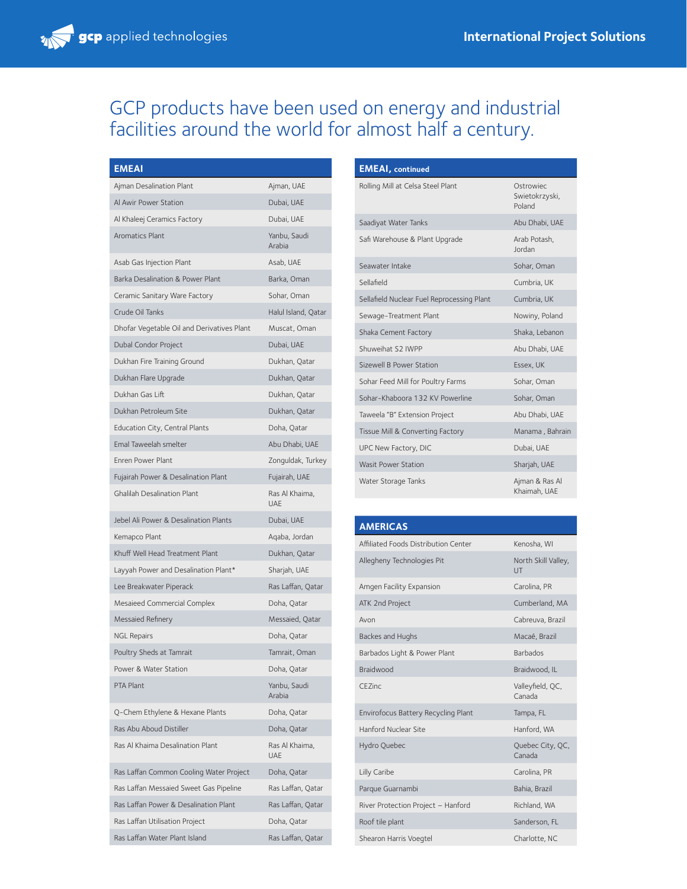# GCP products have been used on energy and industrial facilities around the world for almost half a century.

| EMEAI | |
|---|---|
| Ajman Desalination Plant | Ajman, UAE |
| Al Awir Power Station | Dubai, UAE |
| Al Khaleej Ceramics Factory | Dubai, UAE |
| Aromatics Plant | Yanbu, Saudi Arabia |
| Asab Gas Injection Plant | Asab, UAE |
| Barka Desalination & Power Plant | Barka, Oman |
| Ceramic Sanitary Ware Factory | Sohar, Oman |
| Crude Oil Tanks | Halul Island, Qatar |
| Dhofar Vegetable Oil and Derivatives Plant | Muscat, Oman |
| Dubal Condor Project | Dubai, UAE |
| Dukhan Fire Training Ground | Dukhan, Qatar |
| Dukhan Flare Upgrade | Dukhan, Qatar |
| Dukhan Gas Lift | Dukhan, Qatar |
| Dukhan Petroleum Site | Dukhan, Qatar |
| Education City, Central Plants | Doha, Qatar |
| Emal Taweelah smelter | Abu Dhabi, UAE |
| Enren Power Plant | Zonguldak, Turkey |
| Fujairah Power & Desalination Plant | Fujairah, UAE |
| Ghalilah Desalination Plant | Ras Al Khaima, UAE |
| Jebel Ali Power & Desalination Plants | Dubai, UAE |
| Kemapco Plant | Aqaba, Jordan |
| Khuff Well Head Treatment Plant | Dukhan, Qatar |
| Layyah Power and Desalination Plant* | Sharjah, UAE |
| Lee Breakwater Piperack | Ras Laffan, Qatar |
| Mesaieed Commercial Complex | Doha, Qatar |
| Messaied Refinery | Messaied, Qatar |
| NGL Repairs | Doha, Qatar |
| Poultry Sheds at Tamrait | Tamrait, Oman |
| Power & Water Station | Doha, Qatar |
| PTA Plant | Yanbu, Saudi Arabia |
| Q-Chem Ethylene & Hexane Plants | Doha, Qatar |
| Ras Abu Aboud Distiller | Doha, Qatar |
| Ras Al Khaima Desalination Plant | Ras Al Khaima, UAE |
| Ras Laffan Common Cooling Water Project | Doha, Qatar |
| Ras Laffan Messaied Sweet Gas Pipeline | Ras Laffan, Qatar |
| Ras Laffan Power & Desalination Plant | Ras Laffan, Qatar |
| Ras Laffan Utilisation Project | Doha, Qatar |
| Ras Laffan Water Plant Island | Ras Laffan, Qatar |

| EMEAI, continued | |
|---|---|
| Rolling Mill at Celsa Steel Plant | Ostrowiec Swietokrzyski, Poland |
| Saadiyat Water Tanks | Abu Dhabi, UAE |
| Safi Warehouse & Plant Upgrade | Arab Potash, Jordan |
| Seawater Intake | Sohar, Oman |
| Sellafield | Cumbria, UK |
| Sellafield Nuclear Fuel Reprocessing Plant | Cumbria, UK |
| Sewage-Treatment Plant | Nowiny, Poland |
| Shaka Cement Factory | Shaka, Lebanon |
| Shuweihat S2 IWPP | Abu Dhabi, UAE |
| Sizewell B Power Station | Essex, UK |
| Sohar Feed Mill for Poultry Farms | Sohar, Oman |
| Sohar-Khaboora 132 KV Powerline | Sohar, Oman |
| Taweela "B" Extension Project | Abu Dhabi, UAE |
| Tissue Mill & Converting Factory | Manama , Bahrain |
| UPC New Factory, DIC | Dubai, UAE |
| Wasit Power Station | Sharjah, UAE |
| Water Storage Tanks | Ajman & Ras Al Khaimah, UAE |

| AMERICAS | |
|---|---|
| Affiliated Foods Distribution Center | Kenosha, WI |
| Allegheny Technologies Pit | North Skill Valley, UT |
| Amgen Facility Expansion | Carolina, PR |
| ATK 2nd Project | Cumberland, MA |
| Avon | Cabreuva, Brazil |
| Backes and Hughs | Macaé, Brazil |
| Barbados Light & Power Plant | Barbados |
| Braidwood | Braidwood, IL |
| CEZinc | Valleyfield, QC, Canada |
| Envirofocus Battery Recycling Plant | Tampa, FL |
| Hanford Nuclear Site | Hanford, WA |
| Hydro Quebec | Quebec City, QC, Canada |
| Lilly Caribe | Carolina, PR |
| Parque Guarnambi | Bahia, Brazil |
| River Protection Project – Hanford | Richland, WA |
| Roof tile plant | Sanderson, FL |
| Shearon Harris Voegtel | Charlotte, NC |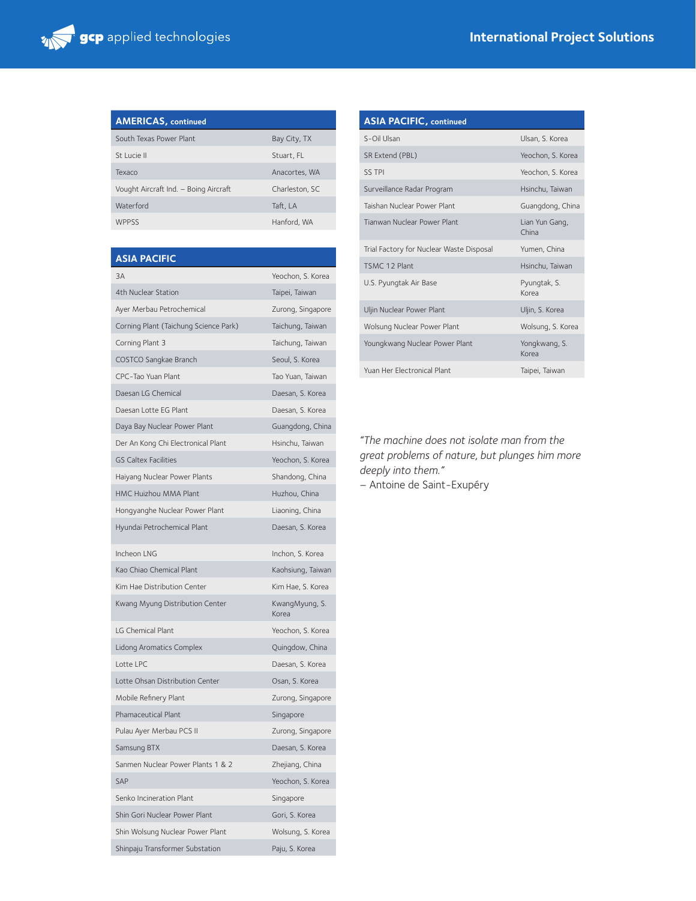## AMERICAS, continued

| | |
|---|---|
| South Texas Power Plant | Bay City, TX |
| St Lucie II | Stuart, FL |
| Texaco | Anacortes, WA |
| Vought Aircraft Ind. – Boing Aircraft | Charleston, SC |
| Waterford | Taft, LA |
| WPPSS | Hanford, WA |

## ASIA PACIFIC

| | |
|---|---|
| 3A | Yeochon, S. Korea |
| 4th Nuclear Station | Taipei, Taiwan |
| Ayer Merbau Petrochemical | Zurong, Singapore |
| Corning Plant (Taichung Science Park) | Taichung, Taiwan |
| Corning Plant 3 | Taichung, Taiwan |
| COSTCO Sangkae Branch | Seoul, S. Korea |
| CPC-Tao Yuan Plant | Tao Yuan, Taiwan |
| Daesan LG Chemical | Daesan, S. Korea |
| Daesan Lotte EG Plant | Daesan, S. Korea |
| Daya Bay Nuclear Power Plant | Guangdong, China |
| Der An Kong Chi Electronical Plant | Hsinchu, Taiwan |
| GS Caltex Facilities | Yeochon, S. Korea |
| Haiyang Nuclear Power Plants | Shandong, China |
| HMC Huizhou MMA Plant | Huzhou, China |
| Hongyanghe Nuclear Power Plant | Liaoning, China |
| Hyundai Petrochemical Plant | Daesan, S. Korea |
| Incheon LNG | Inchon, S. Korea |
| Kao Chiao Chemical Plant | Kaohsiung, Taiwan |
| Kim Hae Distribution Center | Kim Hae, S. Korea |
| Kwang Myung Distribution Center | KwangMyung, S. Korea |
| LG Chemical Plant | Yeochon, S. Korea |
| Lidong Aromatics Complex | Quingdow, China |
| Lotte LPC | Daesan, S. Korea |
| Lotte Ohsan Distribution Center | Osan, S. Korea |
| Mobile Refinery Plant | Zurong, Singapore |
| Phamaceutical Plant | Singapore |
| Pulau Ayer Merbau PCS II | Zurong, Singapore |
| Samsung BTX | Daesan, S. Korea |
| Sanmen Nuclear Power Plants 1 & 2 | Zhejiang, China |
| SAP | Yeochon, S. Korea |
| Senko Incineration Plant | Singapore |
| Shin Gori Nuclear Power Plant | Gori, S. Korea |
| Shin Wolsung Nuclear Power Plant | Wolsung, S. Korea |
| Shinpaju Transformer Substation | Paju, S. Korea |

## ASIA PACIFIC, continued

| | |
|---|---|
| S-Oil Ulsan | Ulsan, S. Korea |
| SR Extend (PBL) | Yeochon, S. Korea |
| SS TPI | Yeochon, S. Korea |
| Surveillance Radar Program | Hsinchu, Taiwan |
| Taishan Nuclear Power Plant | Guangdong, China |
| Tianwan Nuclear Power Plant | Lian Yun Gang, China |
| Trial Factory for Nuclear Waste Disposal | Yumen, China |
| TSMC 12 Plant | Hsinchu, Taiwan |
| U.S. Pyungtak Air Base | Pyungtak, S. Korea |
| Uljin Nuclear Power Plant | Uljin, S. Korea |
| Wolsung Nuclear Power Plant | Wolsung, S. Korea |
| Youngkwang Nuclear Power Plant | Yongkwang, S. Korea |
| Yuan Her Electronical Plant | Taipei, Taiwan |

*"The machine does not isolate man from the great problems of nature, but plunges him more deeply into them."*
– Antoine de Saint-Exupéry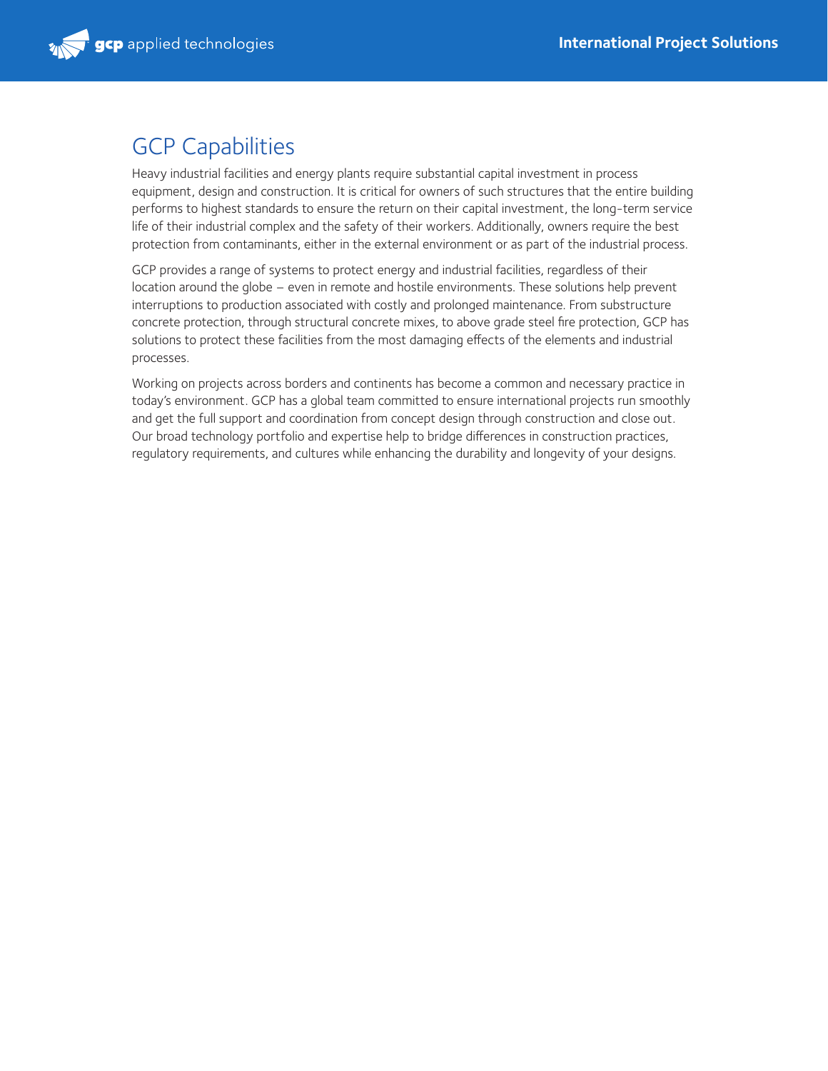# GCP Capabilities

Heavy industrial facilities and energy plants require substantial capital investment in process equipment, design and construction. It is critical for owners of such structures that the entire building performs to highest standards to ensure the return on their capital investment, the long-term service life of their industrial complex and the safety of their workers. Additionally, owners require the best protection from contaminants, either in the external environment or as part of the industrial process.

GCP provides a range of systems to protect energy and industrial facilities, regardless of their location around the globe – even in remote and hostile environments. These solutions help prevent interruptions to production associated with costly and prolonged maintenance. From substructure concrete protection, through structural concrete mixes, to above grade steel fire protection, GCP has solutions to protect these facilities from the most damaging effects of the elements and industrial processes.

Working on projects across borders and continents has become a common and necessary practice in today's environment. GCP has a global team committed to ensure international projects run smoothly and get the full support and coordination from concept design through construction and close out. Our broad technology portfolio and expertise help to bridge differences in construction practices, regulatory requirements, and cultures while enhancing the durability and longevity of your designs.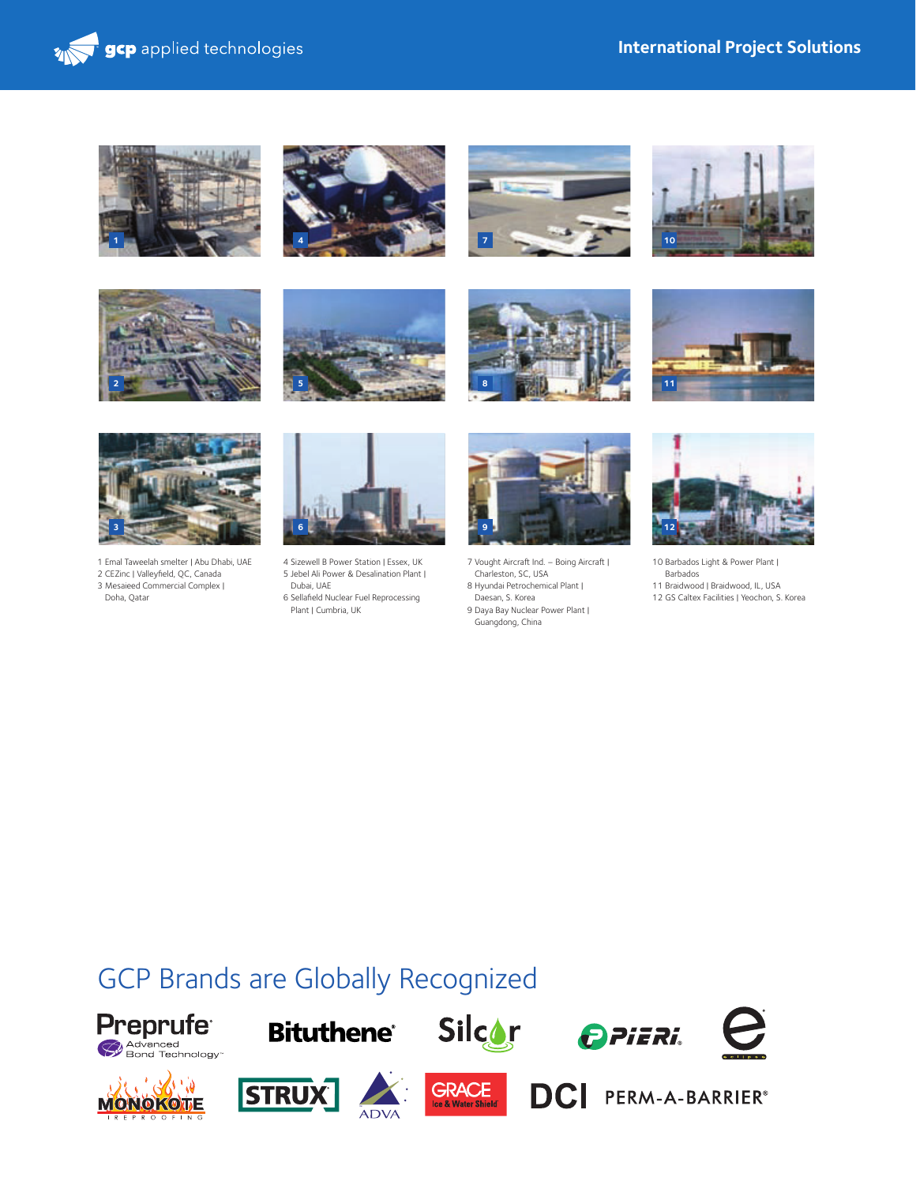## International Project Solutions

1 Emal Taweelah smelter | Abu Dhabi, UAE
2 CEZinc | Valleyfield, QC, Canada
3 Mesaieed Commercial Complex | Doha, Qatar

4 Sizewell B Power Station | Essex, UK
5 Jebel Ali Power & Desalination Plant | Dubai, UAE
6 Sellafield Nuclear Fuel Reprocessing Plant | Cumbria, UK

7 Vought Aircraft Ind. – Boing Aircraft | Charleston, SC, USA
8 Hyundai Petrochemical Plant | Daesan, S. Korea
9 Daya Bay Nuclear Power Plant | Guangdong, China

10 Barbados Light & Power Plant | Barbados
11 Braidwood | Braidwood, IL, USA
12 GS Caltex Facilities | Yeochon, S. Korea

## GCP Brands are Globally Recognized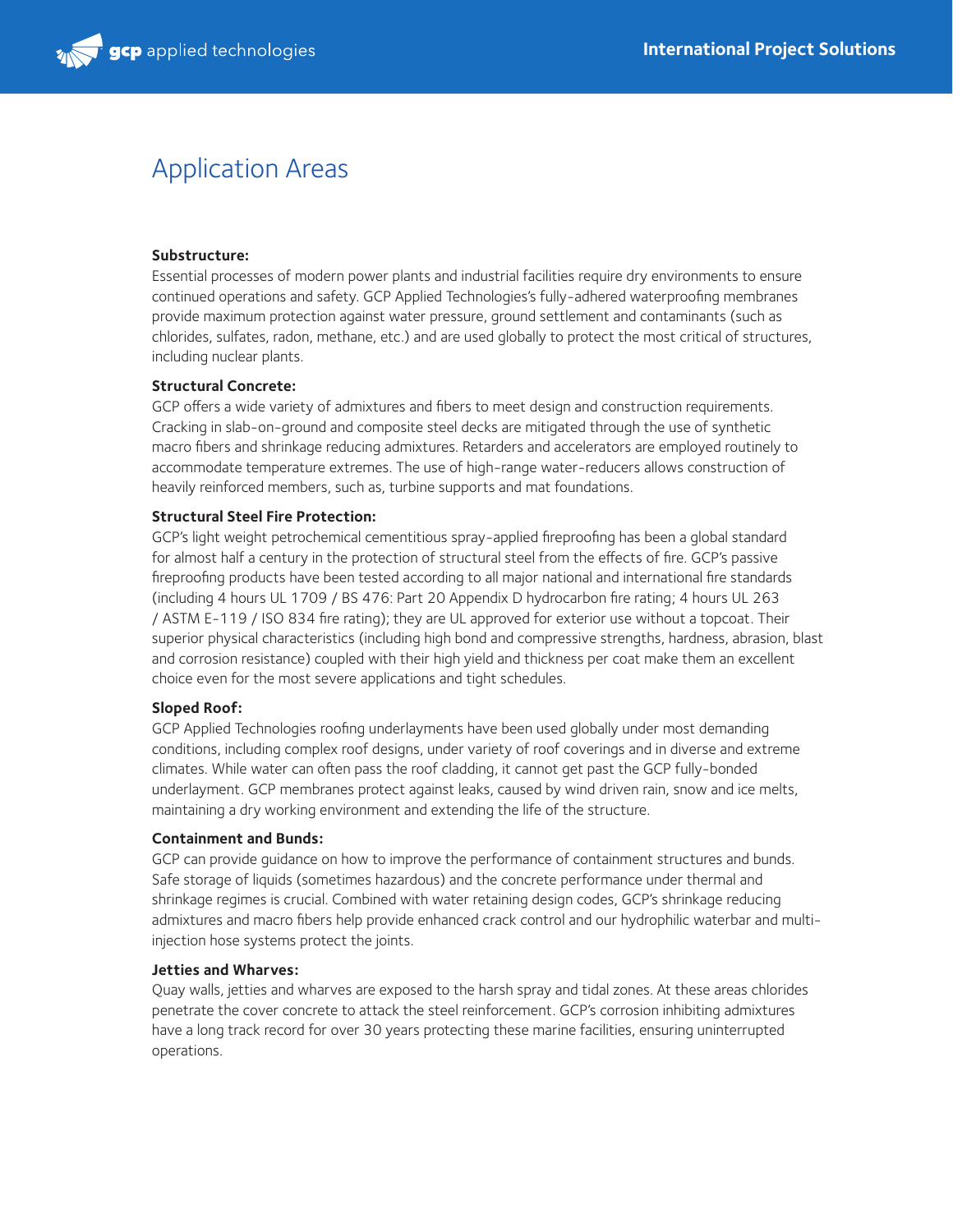# Application Areas

**Substructure:**
Essential processes of modern power plants and industrial facilities require dry environments to ensure continued operations and safety. GCP Applied Technologies's fully-adhered waterproofing membranes provide maximum protection against water pressure, ground settlement and contaminants (such as chlorides, sulfates, radon, methane, etc.) and are used globally to protect the most critical of structures, including nuclear plants.

**Structural Concrete:**
GCP offers a wide variety of admixtures and fibers to meet design and construction requirements. Cracking in slab-on-ground and composite steel decks are mitigated through the use of synthetic macro fibers and shrinkage reducing admixtures. Retarders and accelerators are employed routinely to accommodate temperature extremes. The use of high-range water-reducers allows construction of heavily reinforced members, such as, turbine supports and mat foundations.

**Structural Steel Fire Protection:**
GCP's light weight petrochemical cementitious spray-applied fireproofing has been a global standard for almost half a century in the protection of structural steel from the effects of fire. GCP's passive fireproofing products have been tested according to all major national and international fire standards (including 4 hours UL 1709 / BS 476: Part 20 Appendix D hydrocarbon fire rating; 4 hours UL 263 / ASTM E-119 / ISO 834 fire rating); they are UL approved for exterior use without a topcoat. Their superior physical characteristics (including high bond and compressive strengths, hardness, abrasion, blast and corrosion resistance) coupled with their high yield and thickness per coat make them an excellent choice even for the most severe applications and tight schedules.

**Sloped Roof:**
GCP Applied Technologies roofing underlayments have been used globally under most demanding conditions, including complex roof designs, under variety of roof coverings and in diverse and extreme climates. While water can often pass the roof cladding, it cannot get past the GCP fully-bonded underlayment. GCP membranes protect against leaks, caused by wind driven rain, snow and ice melts, maintaining a dry working environment and extending the life of the structure.

**Containment and Bunds:**
GCP can provide guidance on how to improve the performance of containment structures and bunds. Safe storage of liquids (sometimes hazardous) and the concrete performance under thermal and shrinkage regimes is crucial. Combined with water retaining design codes, GCP's shrinkage reducing admixtures and macro fibers help provide enhanced crack control and our hydrophilic waterbar and multi-injection hose systems protect the joints.

**Jetties and Wharves:**
Quay walls, jetties and wharves are exposed to the harsh spray and tidal zones. At these areas chlorides penetrate the cover concrete to attack the steel reinforcement. GCP's corrosion inhibiting admixtures have a long track record for over 30 years protecting these marine facilities, ensuring uninterrupted operations.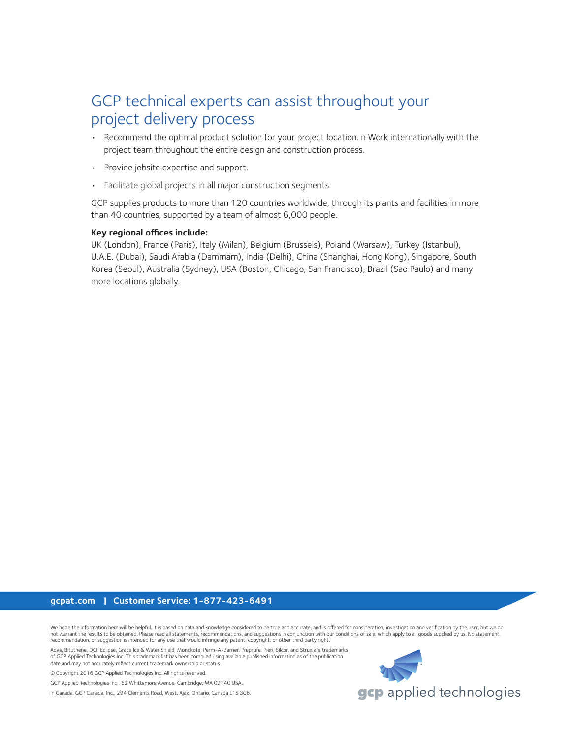# GCP technical experts can assist throughout your project delivery process

- Recommend the optimal product solution for your project location. n Work internationally with the project team throughout the entire design and construction process.
- Provide jobsite expertise and support.
- Facilitate global projects in all major construction segments.

GCP supplies products to more than 120 countries worldwide, through its plants and facilities in more than 40 countries, supported by a team of almost 6,000 people.

**Key regional offices include:**
UK (London), France (Paris), Italy (Milan), Belgium (Brussels), Poland (Warsaw), Turkey (Istanbul), U.A.E. (Dubai), Saudi Arabia (Dammam), India (Delhi), China (Shanghai, Hong Kong), Singapore, South Korea (Seoul), Australia (Sydney), USA (Boston, Chicago, San Francisco), Brazil (Sao Paulo) and many more locations globally.

**gcpat.com | Customer Service: 1-877-423-6491**

We hope the information here will be helpful. It is based on data and knowledge considered to be true and accurate, and is offered for consideration, investigation and verification by the user, but we do not warrant the results to be obtained. Please read all statements, recommendations, and suggestions in conjunction with our conditions of sale, which apply to all goods supplied by us. No statement, recommendation, or suggestion is intended for any use that would infringe any patent, copyright, or other third party right.

Adva, Bituthene, DCI, Eclipse, Grace Ice & Water Shield, Monokote, Perm-A-Barrier, Preprufe, Pieri, Silcor, and Strux are trademarks of GCP Applied Technologies Inc. This trademark list has been compiled using available published information as of the publication date and may not accurately reflect current trademark ownership or status.

© Copyright 2016 GCP Applied Technologies Inc. All rights reserved.

GCP Applied Technologies Inc., 62 Whittemore Avenue, Cambridge, MA 02140 USA.

In Canada, GCP Canada, Inc., 294 Clements Road, West, Ajax, Ontario, Canada L1S 3C6.

gcp applied technologies